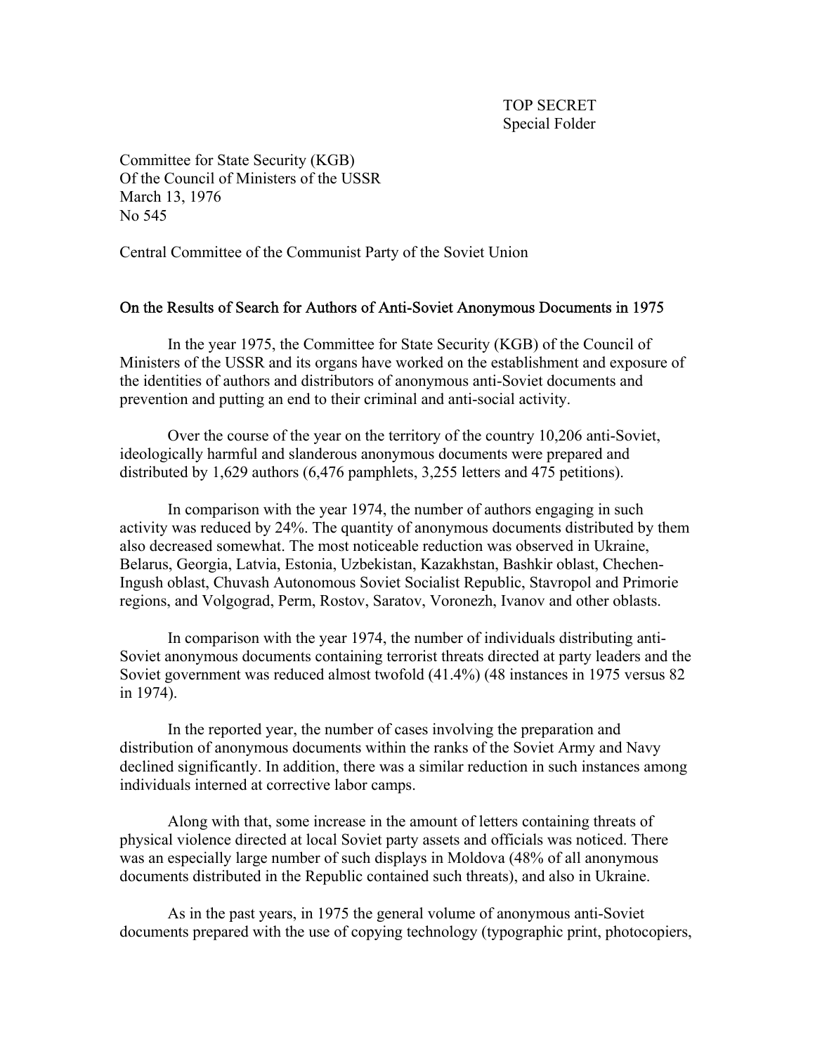TOP SECRET
Special Folder

Committee for State Security (KGB)
Of the Council of Ministers of the USSR
March 13, 1976
No 545

Central Committee of the Communist Party of the Soviet Union

On the Results of Search for Authors of Anti-Soviet Anonymous Documents in 1975

In the year 1975, the Committee for State Security (KGB) of the Council of Ministers of the USSR and its organs have worked on the establishment and exposure of the identities of authors and distributors of anonymous anti-Soviet documents and prevention and putting an end to their criminal and anti-social activity.

Over the course of the year on the territory of the country 10,206 anti-Soviet, ideologically harmful and slanderous anonymous documents were prepared and distributed by 1,629 authors (6,476 pamphlets, 3,255 letters and 475 petitions).

In comparison with the year 1974, the number of authors engaging in such activity was reduced by 24%. The quantity of anonymous documents distributed by them also decreased somewhat. The most noticeable reduction was observed in Ukraine, Belarus, Georgia, Latvia, Estonia, Uzbekistan, Kazakhstan, Bashkir oblast, Chechen-Ingush oblast, Chuvash Autonomous Soviet Socialist Republic, Stavropol and Primorie regions, and Volgograd, Perm, Rostov, Saratov, Voronezh, Ivanov and other oblasts.

In comparison with the year 1974, the number of individuals distributing anti-Soviet anonymous documents containing terrorist threats directed at party leaders and the Soviet government was reduced almost twofold (41.4%) (48 instances in 1975 versus 82 in 1974).

In the reported year, the number of cases involving the preparation and distribution of anonymous documents within the ranks of the Soviet Army and Navy declined significantly. In addition, there was a similar reduction in such instances among individuals interned at corrective labor camps.

Along with that, some increase in the amount of letters containing threats of physical violence directed at local Soviet party assets and officials was noticed. There was an especially large number of such displays in Moldova (48% of all anonymous documents distributed in the Republic contained such threats), and also in Ukraine.

As in the past years, in 1975 the general volume of anonymous anti-Soviet documents prepared with the use of copying technology (typographic print, photocopiers,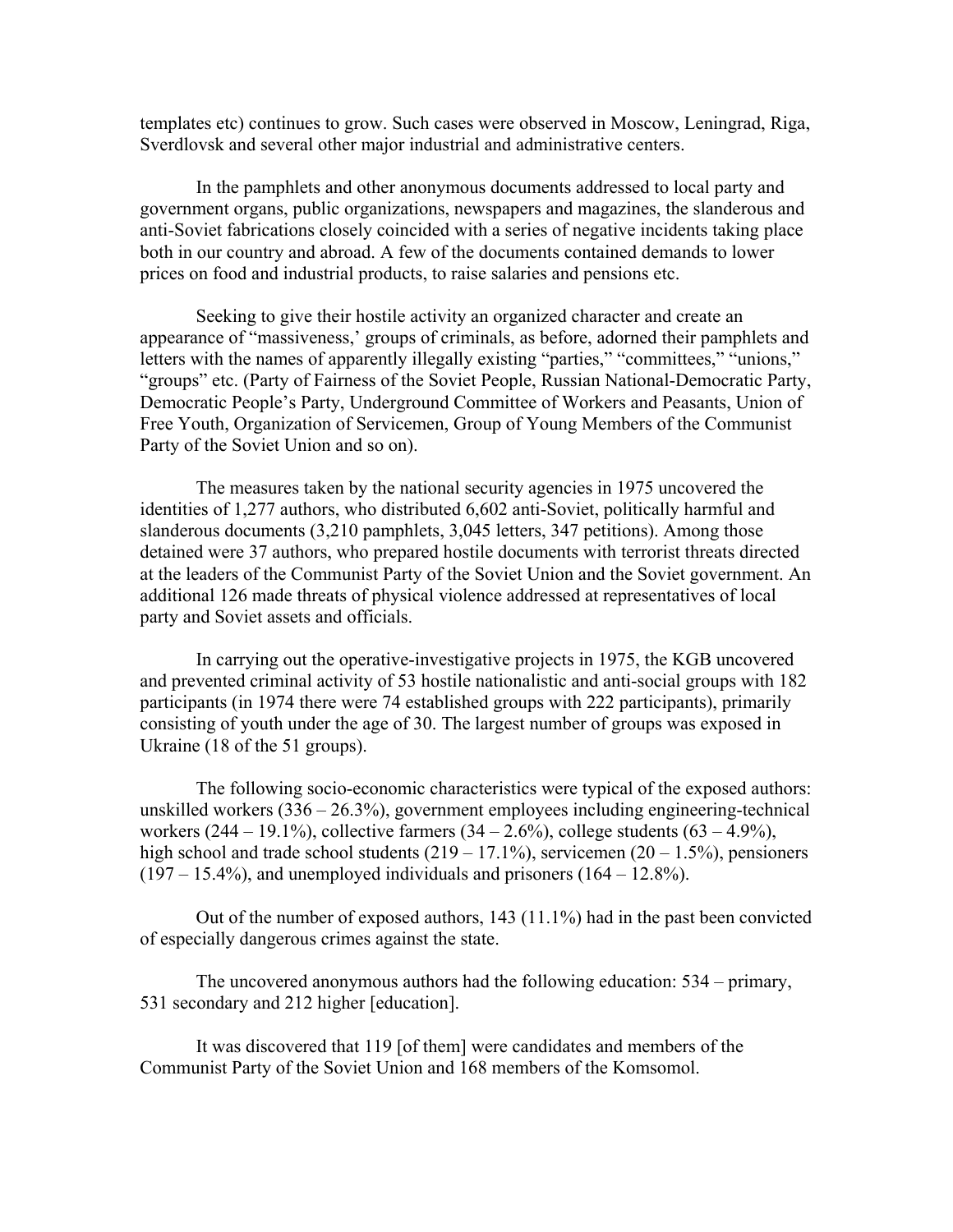templates etc) continues to grow. Such cases were observed in Moscow, Leningrad, Riga, Sverdlovsk and several other major industrial and administrative centers.

In the pamphlets and other anonymous documents addressed to local party and government organs, public organizations, newspapers and magazines, the slanderous and anti-Soviet fabrications closely coincided with a series of negative incidents taking place both in our country and abroad. A few of the documents contained demands to lower prices on food and industrial products, to raise salaries and pensions etc.

Seeking to give their hostile activity an organized character and create an appearance of "massiveness,' groups of criminals, as before, adorned their pamphlets and letters with the names of apparently illegally existing "parties," "committees," "unions," "groups" etc. (Party of Fairness of the Soviet People, Russian National-Democratic Party, Democratic People's Party, Underground Committee of Workers and Peasants, Union of Free Youth, Organization of Servicemen, Group of Young Members of the Communist Party of the Soviet Union and so on).

The measures taken by the national security agencies in 1975 uncovered the identities of 1,277 authors, who distributed 6,602 anti-Soviet, politically harmful and slanderous documents (3,210 pamphlets, 3,045 letters, 347 petitions). Among those detained were 37 authors, who prepared hostile documents with terrorist threats directed at the leaders of the Communist Party of the Soviet Union and the Soviet government. An additional 126 made threats of physical violence addressed at representatives of local party and Soviet assets and officials.

In carrying out the operative-investigative projects in 1975, the KGB uncovered and prevented criminal activity of 53 hostile nationalistic and anti-social groups with 182 participants (in 1974 there were 74 established groups with 222 participants), primarily consisting of youth under the age of 30. The largest number of groups was exposed in Ukraine (18 of the 51 groups).

The following socio-economic characteristics were typical of the exposed authors: unskilled workers (336 – 26.3%), government employees including engineering-technical workers (244 – 19.1%), collective farmers (34 – 2.6%), college students (63 – 4.9%), high school and trade school students (219 – 17.1%), servicemen (20 – 1.5%), pensioners (197 – 15.4%), and unemployed individuals and prisoners (164 – 12.8%).

Out of the number of exposed authors, 143 (11.1%) had in the past been convicted of especially dangerous crimes against the state.

The uncovered anonymous authors had the following education: 534 – primary, 531 secondary and 212 higher [education].

It was discovered that 119 [of them] were candidates and members of the Communist Party of the Soviet Union and 168 members of the Komsomol.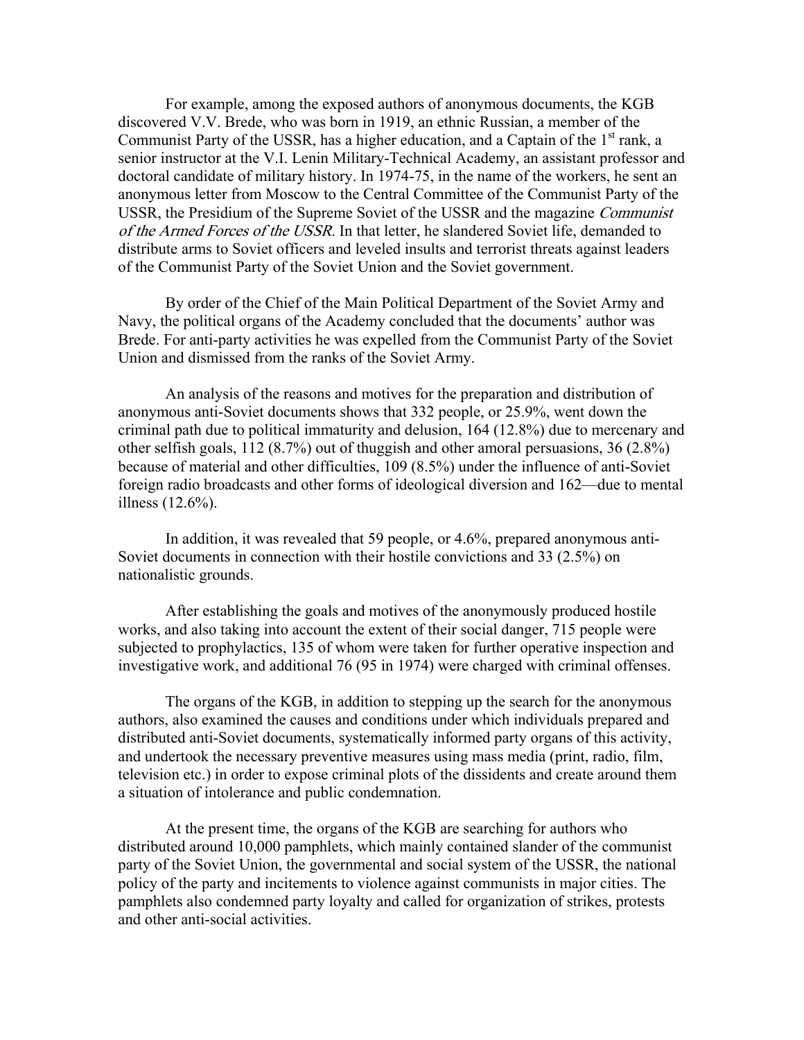For example, among the exposed authors of anonymous documents, the KGB discovered V.V. Brede, who was born in 1919, an ethnic Russian, a member of the Communist Party of the USSR, has a higher education, and a Captain of the 1st rank, a senior instructor at the V.I. Lenin Military-Technical Academy, an assistant professor and doctoral candidate of military history. In 1974-75, in the name of the workers, he sent an anonymous letter from Moscow to the Central Committee of the Communist Party of the USSR, the Presidium of the Supreme Soviet of the USSR and the magazine *Communist of the Armed Forces of the USSR*. In that letter, he slandered Soviet life, demanded to distribute arms to Soviet officers and leveled insults and terrorist threats against leaders of the Communist Party of the Soviet Union and the Soviet government.

By order of the Chief of the Main Political Department of the Soviet Army and Navy, the political organs of the Academy concluded that the documents' author was Brede. For anti-party activities he was expelled from the Communist Party of the Soviet Union and dismissed from the ranks of the Soviet Army.

An analysis of the reasons and motives for the preparation and distribution of anonymous anti-Soviet documents shows that 332 people, or 25.9%, went down the criminal path due to political immaturity and delusion, 164 (12.8%) due to mercenary and other selfish goals, 112 (8.7%) out of thuggish and other amoral persuasions, 36 (2.8%) because of material and other difficulties, 109 (8.5%) under the influence of anti-Soviet foreign radio broadcasts and other forms of ideological diversion and 162—due to mental illness (12.6%).

In addition, it was revealed that 59 people, or 4.6%, prepared anonymous anti-Soviet documents in connection with their hostile convictions and 33 (2.5%) on nationalistic grounds.

After establishing the goals and motives of the anonymously produced hostile works, and also taking into account the extent of their social danger, 715 people were subjected to prophylactics, 135 of whom were taken for further operative inspection and investigative work, and additional 76 (95 in 1974) were charged with criminal offenses.

The organs of the KGB, in addition to stepping up the search for the anonymous authors, also examined the causes and conditions under which individuals prepared and distributed anti-Soviet documents, systematically informed party organs of this activity, and undertook the necessary preventive measures using mass media (print, radio, film, television etc.) in order to expose criminal plots of the dissidents and create around them a situation of intolerance and public condemnation.

At the present time, the organs of the KGB are searching for authors who distributed around 10,000 pamphlets, which mainly contained slander of the communist party of the Soviet Union, the governmental and social system of the USSR, the national policy of the party and incitements to violence against communists in major cities. The pamphlets also condemned party loyalty and called for organization of strikes, protests and other anti-social activities.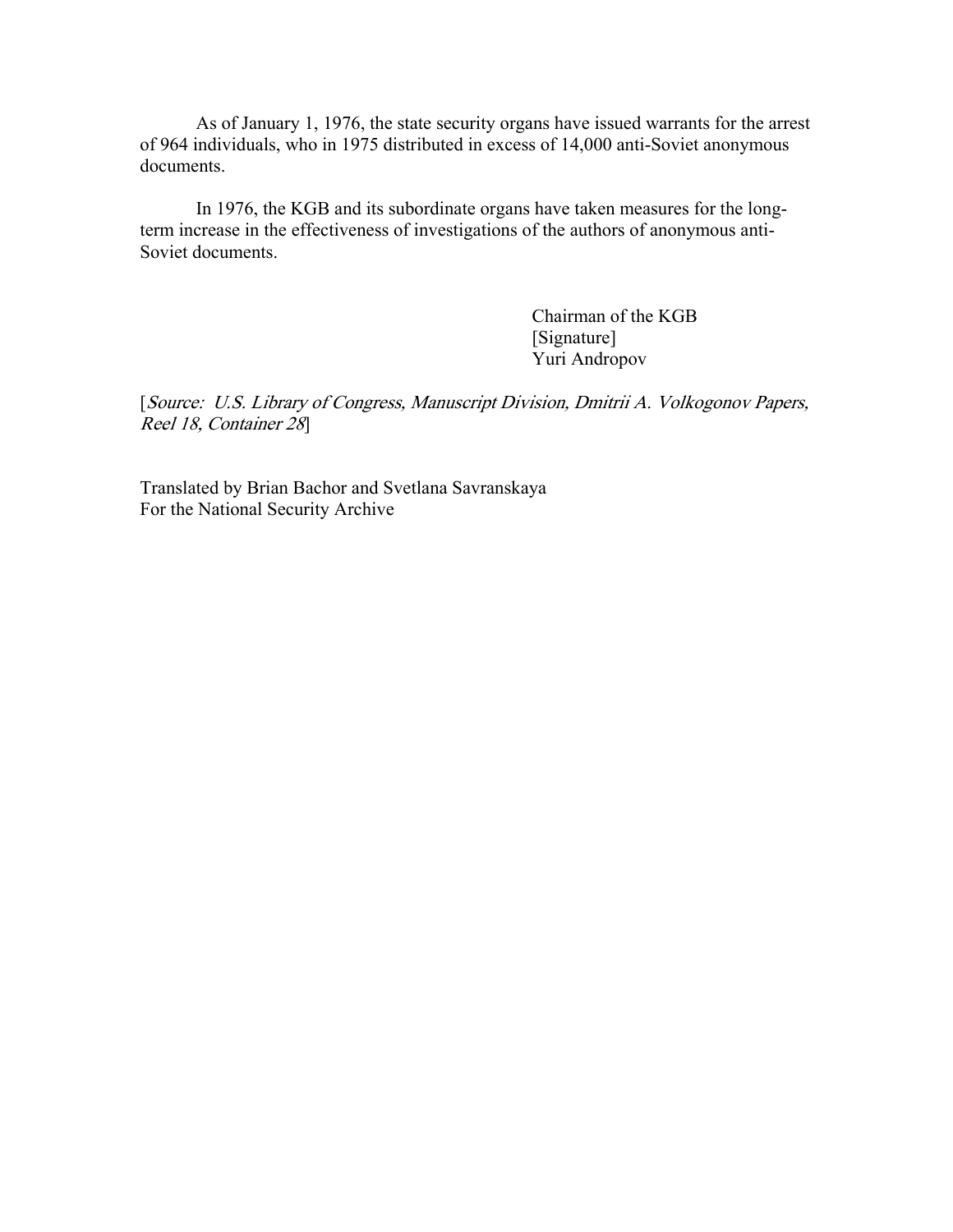As of January 1, 1976, the state security organs have issued warrants for the arrest of 964 individuals, who in 1975 distributed in excess of 14,000 anti-Soviet anonymous documents.

In 1976, the KGB and its subordinate organs have taken measures for the long-term increase in the effectiveness of investigations of the authors of anonymous anti-Soviet documents.

Chairman of the KGB
[Signature]
Yuri Andropov

[*Source: U.S. Library of Congress, Manuscript Division, Dmitrii A. Volkogonov Papers, Reel 18, Container 28*]

Translated by Brian Bachor and Svetlana Savranskaya
For the National Security Archive